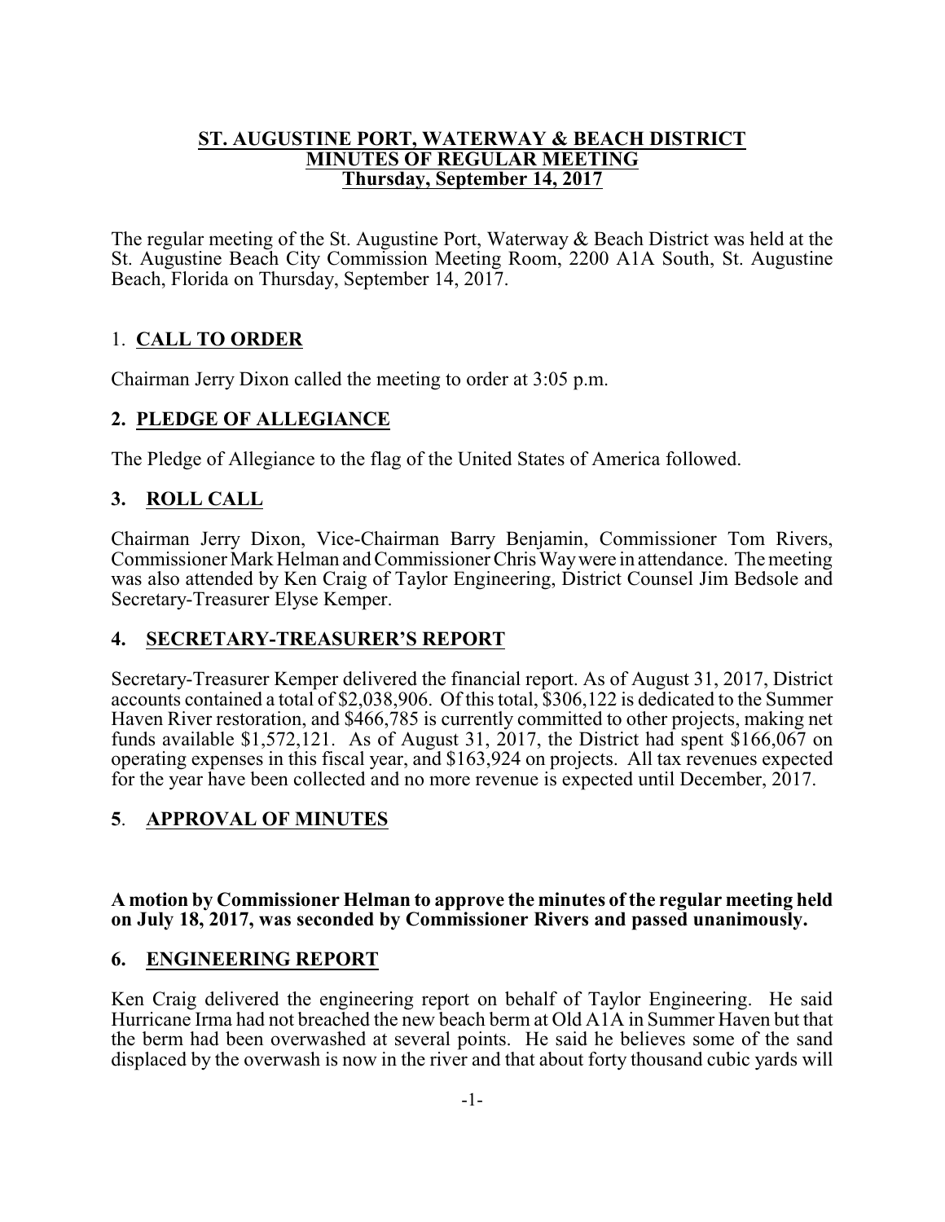**ST. AUGUSTINE PORT, WATERWAY & BEACH DISTRICT**
**MINUTES OF REGULAR MEETING**
**Thursday, September 14, 2017**

The regular meeting of the St. Augustine Port, Waterway & Beach District was held at the St. Augustine Beach City Commission Meeting Room, 2200 A1A South, St. Augustine Beach, Florida on Thursday, September 14, 2017.

## 1. CALL TO ORDER

Chairman Jerry Dixon called the meeting to order at 3:05 p.m.

## 2. PLEDGE OF ALLEGIANCE

The Pledge of Allegiance to the flag of the United States of America followed.

## 3. ROLL CALL

Chairman Jerry Dixon, Vice-Chairman Barry Benjamin, Commissioner Tom Rivers, Commissioner Mark Helman and Commissioner Chris Way were in attendance. The meeting was also attended by Ken Craig of Taylor Engineering, District Counsel Jim Bedsole and Secretary-Treasurer Elyse Kemper.

## 4. SECRETARY-TREASURER'S REPORT

Secretary-Treasurer Kemper delivered the financial report. As of August 31, 2017, District accounts contained a total of $2,038,906. Of this total, $306,122 is dedicated to the Summer Haven River restoration, and $466,785 is currently committed to other projects, making net funds available $1,572,121. As of August 31, 2017, the District had spent $166,067 on operating expenses in this fiscal year, and $163,924 on projects. All tax revenues expected for the year have been collected and no more revenue is expected until December, 2017.

## 5. APPROVAL OF MINUTES

**A motion by Commissioner Helman to approve the minutes of the regular meeting held on July 18, 2017, was seconded by Commissioner Rivers and passed unanimously.**

## 6. ENGINEERING REPORT

Ken Craig delivered the engineering report on behalf of Taylor Engineering. He said Hurricane Irma had not breached the new beach berm at Old A1A in Summer Haven but that the berm had been overwashed at several points. He said he believes some of the sand displaced by the overwash is now in the river and that about forty thousand cubic yards will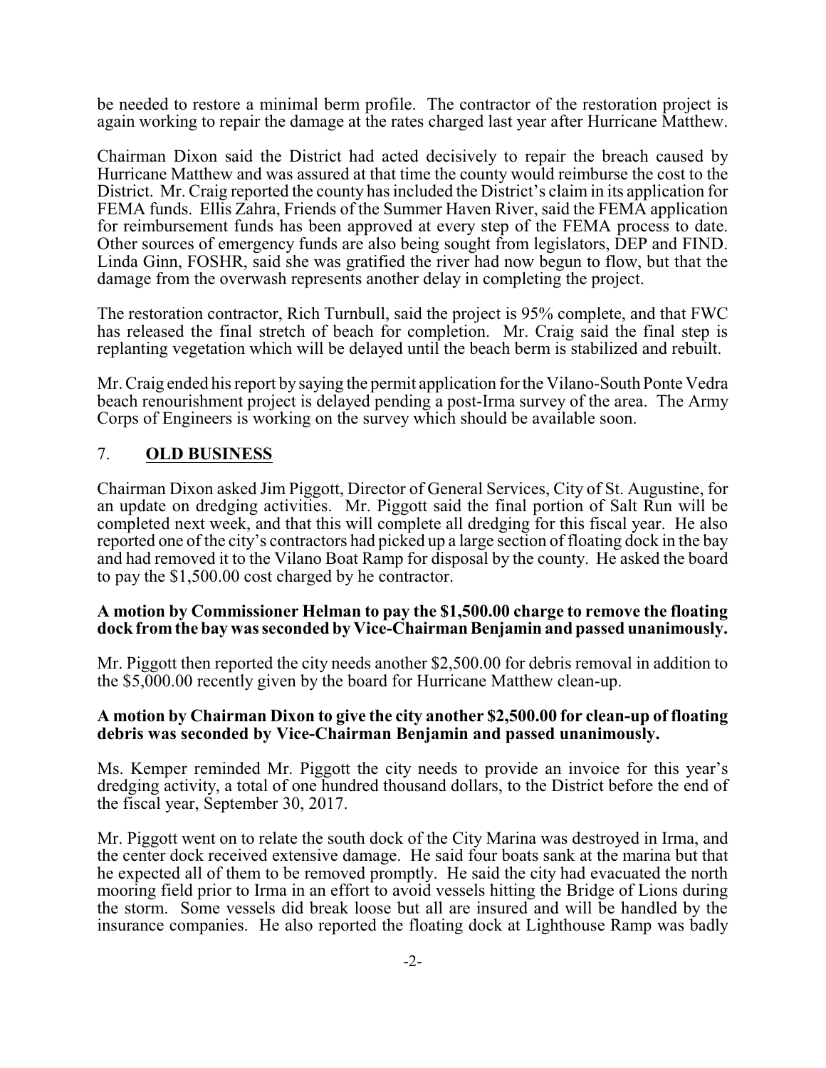be needed to restore a minimal berm profile. The contractor of the restoration project is again working to repair the damage at the rates charged last year after Hurricane Matthew.

Chairman Dixon said the District had acted decisively to repair the breach caused by Hurricane Matthew and was assured at that time the county would reimburse the cost to the District. Mr. Craig reported the county has included the District's claim in its application for FEMA funds. Ellis Zahra, Friends of the Summer Haven River, said the FEMA application for reimbursement funds has been approved at every step of the FEMA process to date. Other sources of emergency funds are also being sought from legislators, DEP and FIND. Linda Ginn, FOSHR, said she was gratified the river had now begun to flow, but that the damage from the overwash represents another delay in completing the project.

The restoration contractor, Rich Turnbull, said the project is 95% complete, and that FWC has released the final stretch of beach for completion. Mr. Craig said the final step is replanting vegetation which will be delayed until the beach berm is stabilized and rebuilt.

Mr. Craig ended his report by saying the permit application for the Vilano-South Ponte Vedra beach renourishment project is delayed pending a post-Irma survey of the area. The Army Corps of Engineers is working on the survey which should be available soon.

## 7. **OLD BUSINESS**

Chairman Dixon asked Jim Piggott, Director of General Services, City of St. Augustine, for an update on dredging activities. Mr. Piggott said the final portion of Salt Run will be completed next week, and that this will complete all dredging for this fiscal year. He also reported one of the city's contractors had picked up a large section of floating dock in the bay and had removed it to the Vilano Boat Ramp for disposal by the county. He asked the board to pay the $1,500.00 cost charged by he contractor.

**A motion by Commissioner Helman to pay the $1,500.00 charge to remove the floating dock from the bay was seconded by Vice-Chairman Benjamin and passed unanimously.**

Mr. Piggott then reported the city needs another $2,500.00 for debris removal in addition to the $5,000.00 recently given by the board for Hurricane Matthew clean-up.

**A motion by Chairman Dixon to give the city another $2,500.00 for clean-up of floating debris was seconded by Vice-Chairman Benjamin and passed unanimously.**

Ms. Kemper reminded Mr. Piggott the city needs to provide an invoice for this year's dredging activity, a total of one hundred thousand dollars, to the District before the end of the fiscal year, September 30, 2017.

Mr. Piggott went on to relate the south dock of the City Marina was destroyed in Irma, and the center dock received extensive damage. He said four boats sank at the marina but that he expected all of them to be removed promptly. He said the city had evacuated the north mooring field prior to Irma in an effort to avoid vessels hitting the Bridge of Lions during the storm. Some vessels did break loose but all are insured and will be handled by the insurance companies. He also reported the floating dock at Lighthouse Ramp was badly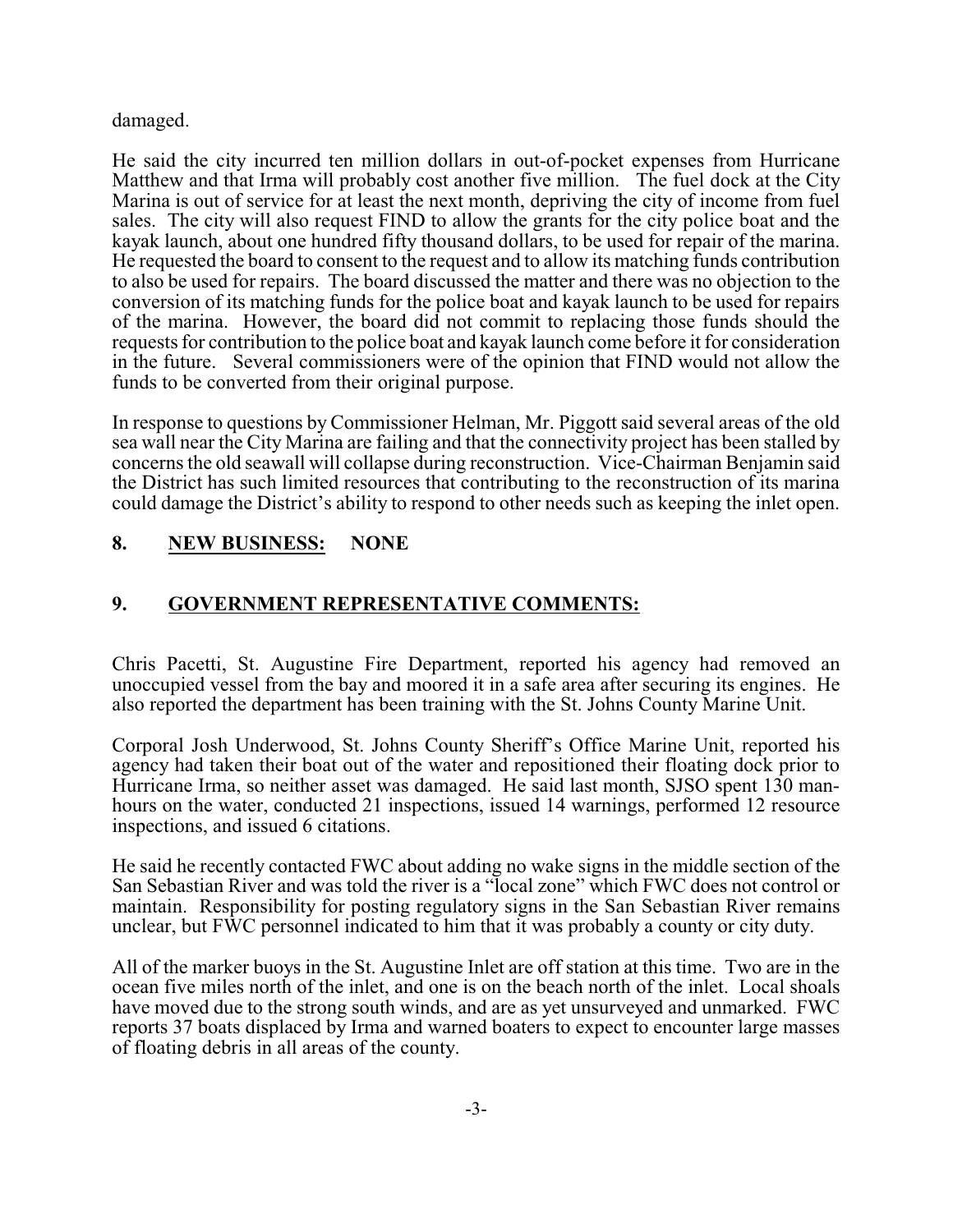damaged.

He said the city incurred ten million dollars in out-of-pocket expenses from Hurricane Matthew and that Irma will probably cost another five million. The fuel dock at the City Marina is out of service for at least the next month, depriving the city of income from fuel sales. The city will also request FIND to allow the grants for the city police boat and the kayak launch, about one hundred fifty thousand dollars, to be used for repair of the marina. He requested the board to consent to the request and to allow its matching funds contribution to also be used for repairs. The board discussed the matter and there was no objection to the conversion of its matching funds for the police boat and kayak launch to be used for repairs of the marina. However, the board did not commit to replacing those funds should the requests for contribution to the police boat and kayak launch come before it for consideration in the future. Several commissioners were of the opinion that FIND would not allow the funds to be converted from their original purpose.

In response to questions by Commissioner Helman, Mr. Piggott said several areas of the old sea wall near the City Marina are failing and that the connectivity project has been stalled by concerns the old seawall will collapse during reconstruction. Vice-Chairman Benjamin said the District has such limited resources that contributing to the reconstruction of its marina could damage the District's ability to respond to other needs such as keeping the inlet open.

## 8. **NEW BUSINESS:** NONE

## 9. **GOVERNMENT REPRESENTATIVE COMMENTS:**

Chris Pacetti, St. Augustine Fire Department, reported his agency had removed an unoccupied vessel from the bay and moored it in a safe area after securing its engines. He also reported the department has been training with the St. Johns County Marine Unit.

Corporal Josh Underwood, St. Johns County Sheriff's Office Marine Unit, reported his agency had taken their boat out of the water and repositioned their floating dock prior to Hurricane Irma, so neither asset was damaged. He said last month, SJSO spent 130 man-hours on the water, conducted 21 inspections, issued 14 warnings, performed 12 resource inspections, and issued 6 citations.

He said he recently contacted FWC about adding no wake signs in the middle section of the San Sebastian River and was told the river is a "local zone" which FWC does not control or maintain. Responsibility for posting regulatory signs in the San Sebastian River remains unclear, but FWC personnel indicated to him that it was probably a county or city duty.

All of the marker buoys in the St. Augustine Inlet are off station at this time. Two are in the ocean five miles north of the inlet, and one is on the beach north of the inlet. Local shoals have moved due to the strong south winds, and are as yet unsurveyed and unmarked. FWC reports 37 boats displaced by Irma and warned boaters to expect to encounter large masses of floating debris in all areas of the county.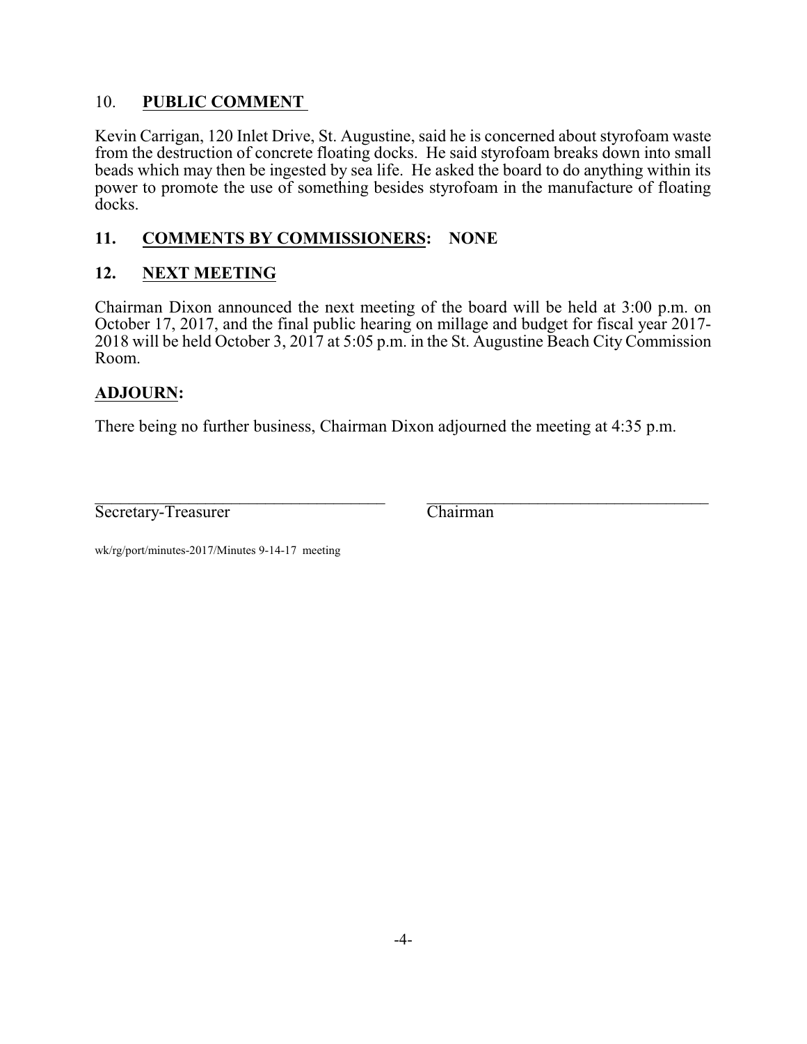## 10. **PUBLIC COMMENT**

Kevin Carrigan, 120 Inlet Drive, St. Augustine, said he is concerned about styrofoam waste from the destruction of concrete floating docks. He said styrofoam breaks down into small beads which may then be ingested by sea life. He asked the board to do anything within its power to promote the use of something besides styrofoam in the manufacture of floating docks.

## 11. **COMMENTS BY COMMISSIONERS: NONE**

## 12. **NEXT MEETING**

Chairman Dixon announced the next meeting of the board will be held at 3:00 p.m. on October 17, 2017, and the final public hearing on millage and budget for fiscal year 2017-2018 will be held October 3, 2017 at 5:05 p.m. in the St. Augustine Beach City Commission Room.

## **ADJOURN:**

There being no further business, Chairman Dixon adjourned the meeting at 4:35 p.m.

\_\_\_\_\_\_\_\_\_\_\_\_\_\_\_\_\_\_\_\_\_\_\_\_\_\_\_\_\_\_\_\_\_\_\_\_ \_\_\_\_\_\_\_\_\_\_\_\_\_\_\_\_\_\_\_\_\_\_\_\_\_\_\_\_\_\_\_\_\_\_\_\_

Secretary-Treasurer Chairman

wk/rg/port/minutes-2017/Minutes 9-14-17 meeting